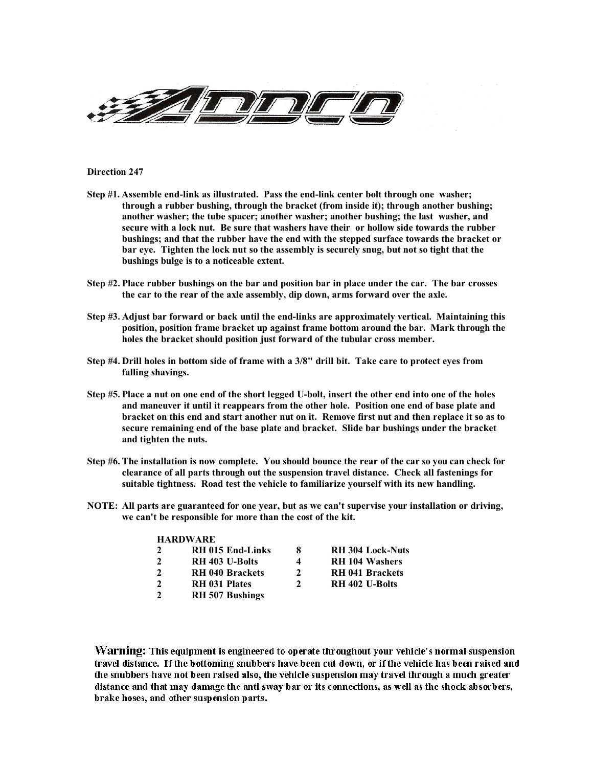ADDCO

**Direction 247**

**Step #1. Assemble end-link as illustrated. Pass the end-link center bolt through one washer; through a rubber bushing, through the bracket (from inside it); through another bushing; another washer; the tube spacer; another washer; another bushing; the last washer, and secure with a lock nut. Be sure that washers have their or hollow side towards the rubber bushings; and that the rubber have the end with the stepped surface towards the bracket or bar eye. Tighten the lock nut so the assembly is securely snug, but not so tight that the bushings bulge is to a noticeable extent.**

**Step #2. Place rubber bushings on the bar and position bar in place under the car. The bar crosses the car to the rear of the axle assembly, dip down, arms forward over the axle.**

**Step #3. Adjust bar forward or back until the end-links are approximately vertical. Maintaining this position, position frame bracket up against frame bottom around the bar. Mark through the holes the bracket should position just forward of the tubular cross member.**

**Step #4. Drill holes in bottom side of frame with a 3/8" drill bit. Take care to protect eyes from falling shavings.**

**Step #5. Place a nut on one end of the short legged U-bolt, insert the other end into one of the holes and maneuver it until it reappears from the other hole. Position one end of base plate and bracket on this end and start another nut on it. Remove first nut and then replace it so as to secure remaining end of the base plate and bracket. Slide bar bushings under the bracket and tighten the nuts.**

**Step #6. The installation is now complete. You should bounce the rear of the car so you can check for clearance of all parts through out the suspension travel distance. Check all fastenings for suitable tightness. Road test the vehicle to familiarize yourself with its new handling.**

**NOTE: All parts are guaranteed for one year, but as we can't supervise your installation or driving, we can't be responsible for more than the cost of the kit.**

**HARDWARE**

| | | | |
|---|---|---|---|
| **2** | **RH 015 End-Links** | **8** | **RH 304 Lock-Nuts** |
| **2** | **RH 403 U-Bolts** | **4** | **RH 104 Washers** |
| **2** | **RH 040 Brackets** | **2** | **RH 041 Brackets** |
| **2** | **RH 031 Plates** | **2** | **RH 402 U-Bolts** |
| **2** | **RH 507 Bushings** | | |

**Warning:** **This equipment is engineered to operate throughout your vehicle's normal suspension travel distance. If the bottoming snubbers have been cut down, or if the vehicle has been raised and the snubbers have not been raised also, the vehicle suspension may travel through a much greater distance and that may damage the anti sway bar or its connections, as well as the shock absorbers, brake hoses, and other suspension parts.**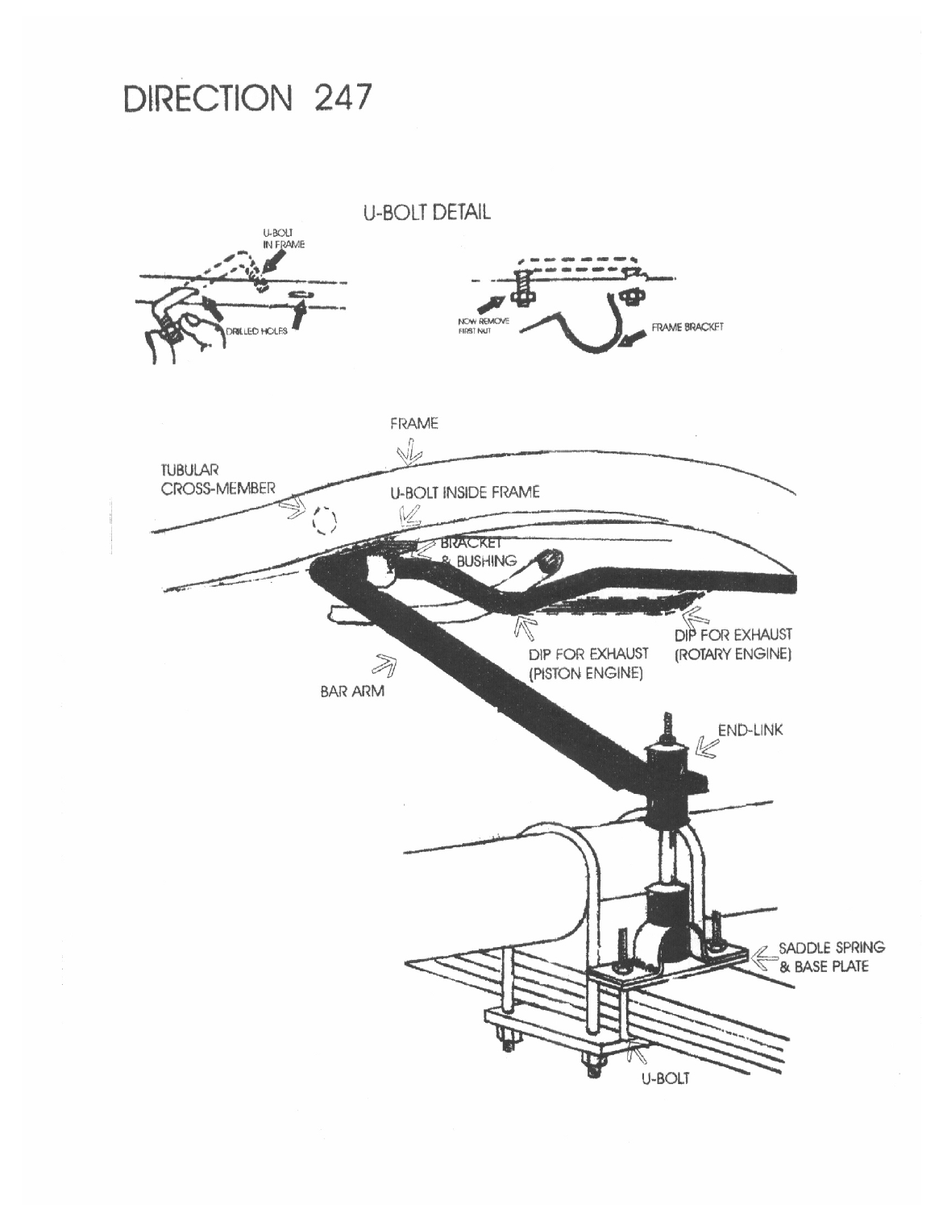# DIRECTION 247

U-BOLT DETAIL

U-BOLT IN FRAME

DRILLED HOLES

NOW REMOVE FIRST NUT

FRAME BRACKET

FRAME

TUBULAR CROSS-MEMBER

U-BOLT INSIDE FRAME

BRACKET & BUSHING

DIP FOR EXHAUST (PISTON ENGINE)

DIP FOR EXHAUST (ROTARY ENGINE)

BAR ARM

END-LINK

SADDLE SPRING & BASE PLATE

U-BOLT